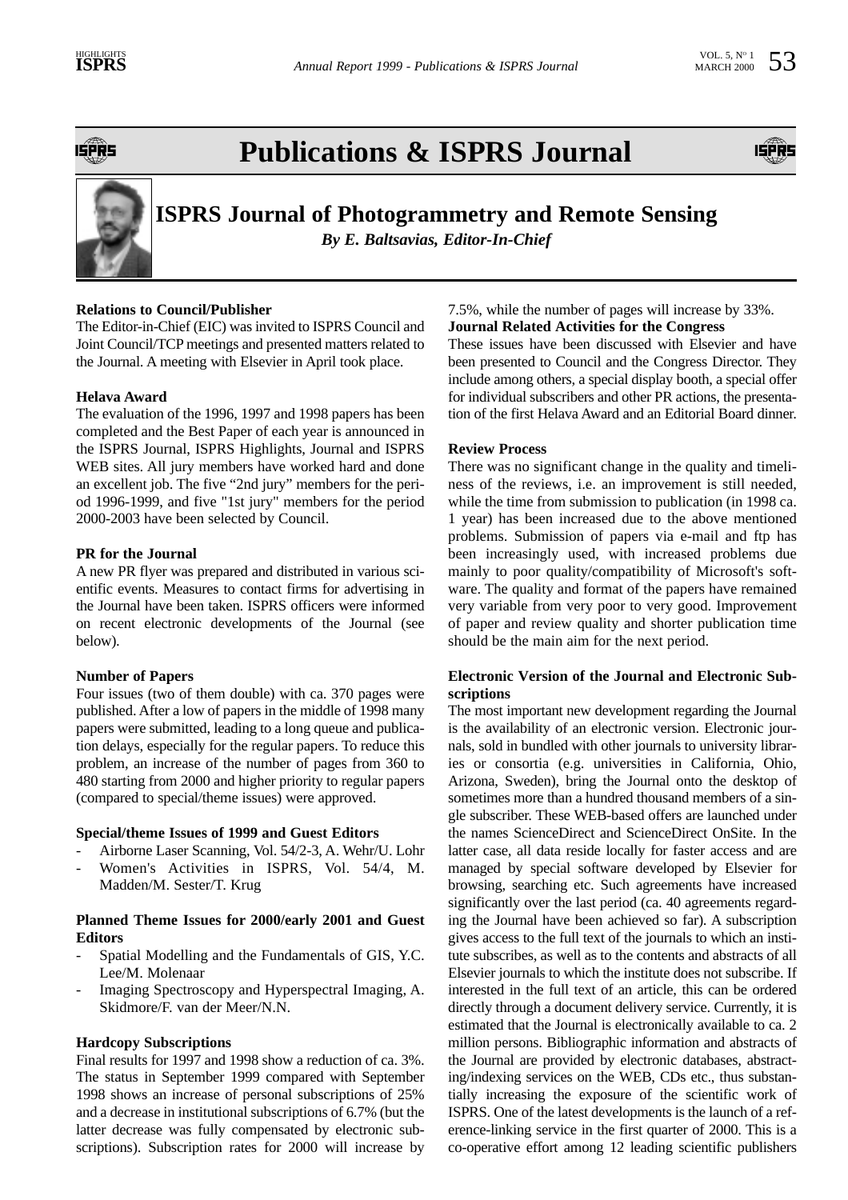# Publications & ISPRS Journal

## ISPRS Journal of Photogrammetry and Remote Sensing

***By E. Baltsavias, Editor-In-Chief***

### Relations to Council/Publisher

The Editor-in-Chief (EIC) was invited to ISPRS Council and Joint Council/TCP meetings and presented matters related to the Journal. A meeting with Elsevier in April took place.

### Helava Award

The evaluation of the 1996, 1997 and 1998 papers has been completed and the Best Paper of each year is announced in the ISPRS Journal, ISPRS Highlights, Journal and ISPRS WEB sites. All jury members have worked hard and done an excellent job. The five "2nd jury" members for the period 1996-1999, and five "1st jury" members for the period 2000-2003 have been selected by Council.

### PR for the Journal

A new PR flyer was prepared and distributed in various scientific events. Measures to contact firms for advertising in the Journal have been taken. ISPRS officers were informed on recent electronic developments of the Journal (see below).

### Number of Papers

Four issues (two of them double) with ca. 370 pages were published. After a low of papers in the middle of 1998 many papers were submitted, leading to a long queue and publication delays, especially for the regular papers. To reduce this problem, an increase of the number of pages from 360 to 480 starting from 2000 and higher priority to regular papers (compared to special/theme issues) were approved.

### Special/theme Issues of 1999 and Guest Editors

- Airborne Laser Scanning, Vol. 54/2-3, A. Wehr/U. Lohr
- Women's Activities in ISPRS, Vol. 54/4, M. Madden/M. Sester/T. Krug

### Planned Theme Issues for 2000/early 2001 and Guest Editors

- Spatial Modelling and the Fundamentals of GIS, Y.C. Lee/M. Molenaar
- Imaging Spectroscopy and Hyperspectral Imaging, A. Skidmore/F. van der Meer/N.N.

### Hardcopy Subscriptions

Final results for 1997 and 1998 show a reduction of ca. 3%. The status in September 1999 compared with September 1998 shows an increase of personal subscriptions of 25% and a decrease in institutional subscriptions of 6.7% (but the latter decrease was fully compensated by electronic subscriptions). Subscription rates for 2000 will increase by 7.5%, while the number of pages will increase by 33%.

### Journal Related Activities for the Congress

These issues have been discussed with Elsevier and have been presented to Council and the Congress Director. They include among others, a special display booth, a special offer for individual subscribers and other PR actions, the presentation of the first Helava Award and an Editorial Board dinner.

### Review Process

There was no significant change in the quality and timeliness of the reviews, i.e. an improvement is still needed, while the time from submission to publication (in 1998 ca. 1 year) has been increased due to the above mentioned problems. Submission of papers via e-mail and ftp has been increasingly used, with increased problems due mainly to poor quality/compatibility of Microsoft's software. The quality and format of the papers have remained very variable from very poor to very good. Improvement of paper and review quality and shorter publication time should be the main aim for the next period.

### Electronic Version of the Journal and Electronic Subscriptions

The most important new development regarding the Journal is the availability of an electronic version. Electronic journals, sold in bundled with other journals to university libraries or consortia (e.g. universities in California, Ohio, Arizona, Sweden), bring the Journal onto the desktop of sometimes more than a hundred thousand members of a single subscriber. These WEB-based offers are launched under the names ScienceDirect and ScienceDirect OnSite. In the latter case, all data reside locally for faster access and are managed by special software developed by Elsevier for browsing, searching etc. Such agreements have increased significantly over the last period (ca. 40 agreements regarding the Journal have been achieved so far). A subscription gives access to the full text of the journals to which an institute subscribes, as well as to the contents and abstracts of all Elsevier journals to which the institute does not subscribe. If interested in the full text of an article, this can be ordered directly through a document delivery service. Currently, it is estimated that the Journal is electronically available to ca. 2 million persons. Bibliographic information and abstracts of the Journal are provided by electronic databases, abstracting/indexing services on the WEB, CDs etc., thus substantially increasing the exposure of the scientific work of ISPRS. One of the latest developments is the launch of a reference-linking service in the first quarter of 2000. This is a co-operative effort among 12 leading scientific publishers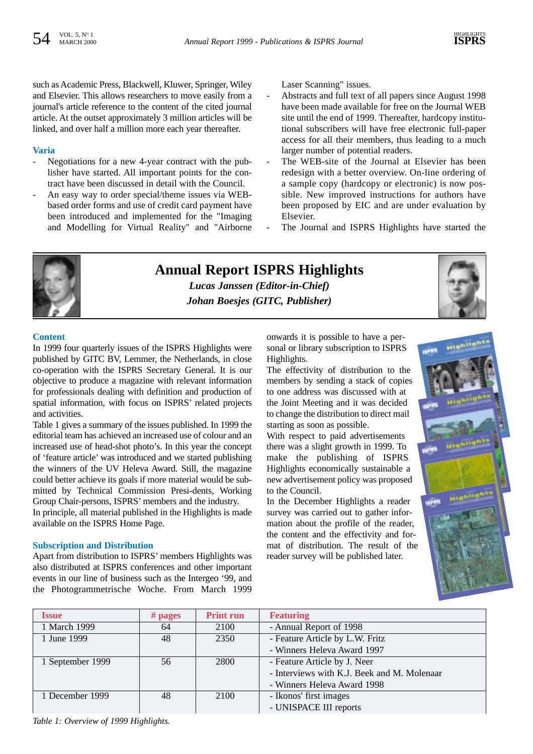such as Academic Press, Blackwell, Kluwer, Springer, Wiley and Elsevier. This allows researchers to move easily from a journal's article reference to the content of the cited journal article. At the outset approximately 3 million articles will be linked, and over half a million more each year thereafter.

### Varia

- Negotiations for a new 4-year contract with the publisher have started. All important points for the contract have been discussed in detail with the Council.
- An easy way to order special/theme issues via WEB-based order forms and use of credit card payment have been introduced and implemented for the "Imaging and Modelling for Virtual Reality" and "Airborne Laser Scanning" issues.
- Abstracts and full text of all papers since August 1998 have been made available for free on the Journal WEB site until the end of 1999. Thereafter, hardcopy institutional subscribers will have free electronic full-paper access for all their members, thus leading to a much larger number of potential readers.
- The WEB-site of the Journal at Elsevier has been redesign with a better overview. On-line ordering of a sample copy (hardcopy or electronic) is now possible. New improved instructions for authors have been proposed by EIC and are under evaluation by Elsevier.
- The Journal and ISPRS Highlights have started the

## Annual Report ISPRS Highlights

***Lucas Janssen (Editor-in-Chief)***
***Johan Boesjes (GITC, Publisher)***

### Content

In 1999 four quarterly issues of the ISPRS Highlights were published by GITC BV, Lemmer, the Netherlands, in close co-operation with the ISPRS Secretary General. It is our objective to produce a magazine with relevant information for professionals dealing with definition and production of spatial information, with focus on ISPRS' related projects and activities.

Table 1 gives a summary of the issues published. In 1999 the editorial team has achieved an increased use of colour and an increased use of head-shot photo's. In this year the concept of 'feature article' was introduced and we started publishing the winners of the UV Heleva Award. Still, the magazine could better achieve its goals if more material would be submitted by Technical Commission Presi-dents, Working Group Chair-persons, ISPRS' members and the industry.

In principle, all material published in the Highlights is made available on the ISPRS Home Page.

### Subscription and Distribution

Apart from distribution to ISPRS' members Highlights was also distributed at ISPRS conferences and other important events in our line of business such as the Intergeo '99, and the Photogrammetrische Woche. From March 1999 onwards it is possible to have a personal or library subscription to ISPRS Highlights.

The effectivity of distribution to the members by sending a stack of copies to one address was discussed with at the Joint Meeting and it was decided to change the distribution to direct mail starting as soon as possible.

With respect to paid advertisements there was a slight growth in 1999. To make the publishing of ISPRS Highlights economically sustainable a new advertisement policy was proposed to the Council.

In the December Highlights a reader survey was carried out to gather information about the profile of the reader, the content and the effectivity and format of distribution. The result of the reader survey will be published later.

| Issue | # pages | Print run | Featuring |
|---|---|---|---|
| 1 March 1999 | 64 | 2100 | - Annual Report of 1998 |
| 1 June 1999 | 48 | 2350 | - Feature Article by L.W. Fritz<br>- Winners Heleva Award 1997 |
| 1 September 1999 | 56 | 2800 | - Feature Article by J. Neer<br>- Interviews with K.J. Beek and M. Molenaar<br>- Winners Heleva Award 1998 |
| 1 December 1999 | 48 | 2100 | - Ikonos' first images<br>- UNISPACE III reports |

*Table 1: Overview of 1999 Highlights.*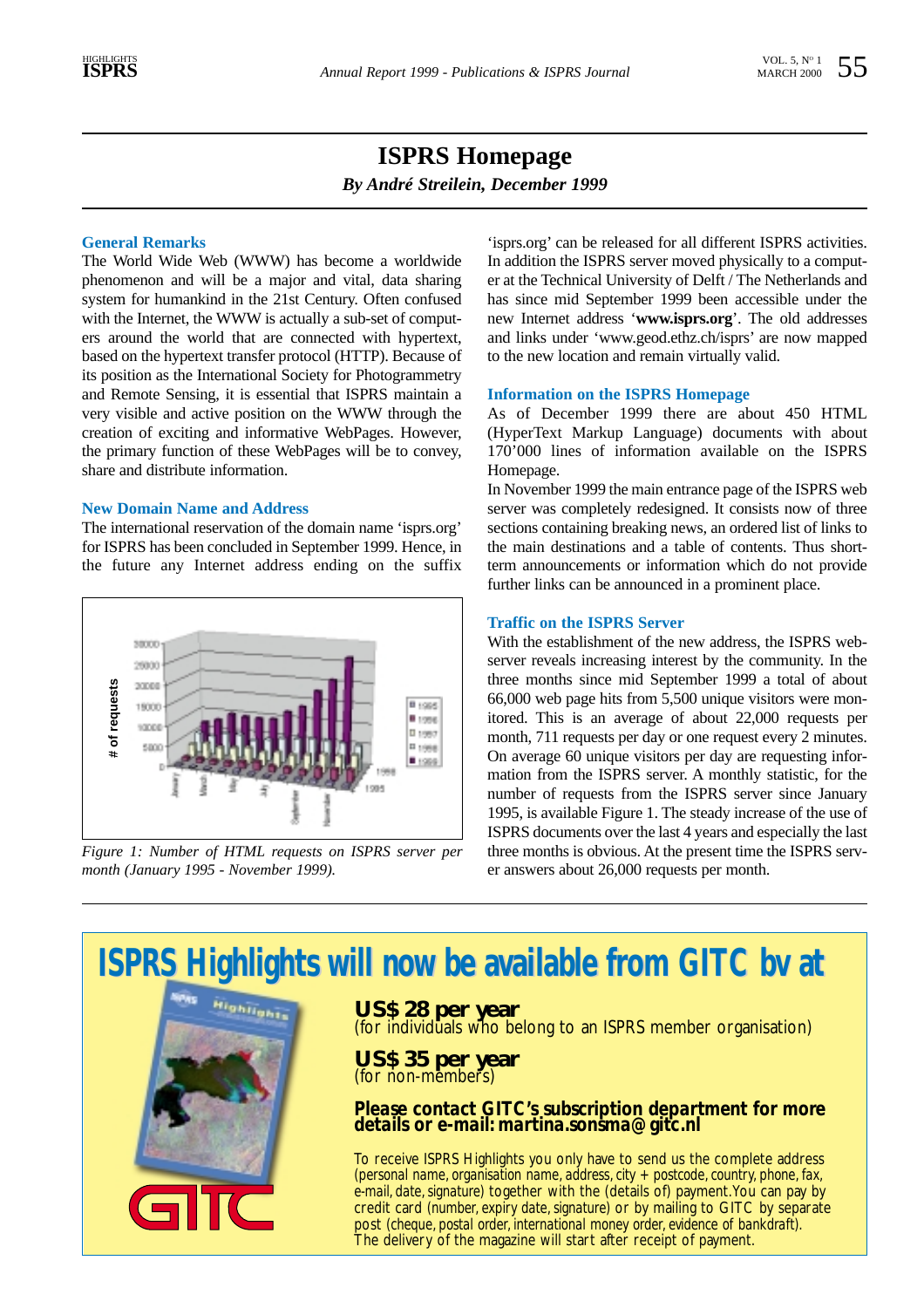# ISPRS Homepage

***By André Streilein, December 1999***

## General Remarks

The World Wide Web (WWW) has become a worldwide phenomenon and will be a major and vital, data sharing system for humankind in the 21st Century. Often confused with the Internet, the WWW is actually a sub-set of computers around the world that are connected with hypertext, based on the hypertext transfer protocol (HTTP). Because of its position as the International Society for Photogrammetry and Remote Sensing, it is essential that ISPRS maintain a very visible and active position on the WWW through the creation of exciting and informative WebPages. However, the primary function of these WebPages will be to convey, share and distribute information.

## New Domain Name and Address

The international reservation of the domain name 'isprs.org' for ISPRS has been concluded in September 1999. Hence, in the future any Internet address ending on the suffix 'isprs.org' can be released for all different ISPRS activities. In addition the ISPRS server moved physically to a computer at the Technical University of Delft / The Netherlands and has since mid September 1999 been accessible under the new Internet address '**www.isprs.org**'. The old addresses and links under 'www.geod.ethz.ch/isprs' are now mapped to the new location and remain virtually valid.

# of requests
30000
25000
20000
15000
10000
5000
0
January
March
May
July
September
November
1995
1998
1995
1996
1997
1998
1999

*Figure 1: Number of HTML requests on ISPRS server per month (January 1995 - November 1999).*

## Information on the ISPRS Homepage

As of December 1999 there are about 450 HTML (HyperText Markup Language) documents with about 170'000 lines of information available on the ISPRS Homepage.

In November 1999 the main entrance page of the ISPRS web server was completely redesigned. It consists now of three sections containing breaking news, an ordered list of links to the main destinations and a table of contents. Thus short-term announcements or information which do not provide further links can be announced in a prominent place.

## Traffic on the ISPRS Server

With the establishment of the new address, the ISPRS webserver reveals increasing interest by the community. In the three months since mid September 1999 a total of about 66,000 web page hits from 5,500 unique visitors were monitored. This is an average of about 22,000 requests per month, 711 requests per day or one request every 2 minutes. On average 60 unique visitors per day are requesting information from the ISPRS server. A monthly statistic, for the number of requests from the ISPRS server since January 1995, is available Figure 1. The steady increase of the use of ISPRS documents over the last 4 years and especially the last three months is obvious. At the present time the ISPRS server answers about 26,000 requests per month.

---

# ISPRS Highlights will now be available from GITC bv at

**US$ 28 per year**
(for individuals who belong to an ISPRS member organisation)

**US$ 35 per year**
(for non-members)

***Please contact GITC's subscription department for more details or e-mail: martina.sonsma@gitc.nl***

To receive ISPRS Highlights you only have to send us the complete address (personal name, organisation name, address, city + postcode, country, phone, fax, e-mail, date, signature) together with the (details of) payment. You can pay by credit card (number, expiry date, signature) or by mailing to GITC by separate post (cheque, postal order, international money order, evidence of bankdraft). The delivery of the magazine will start after receipt of payment.